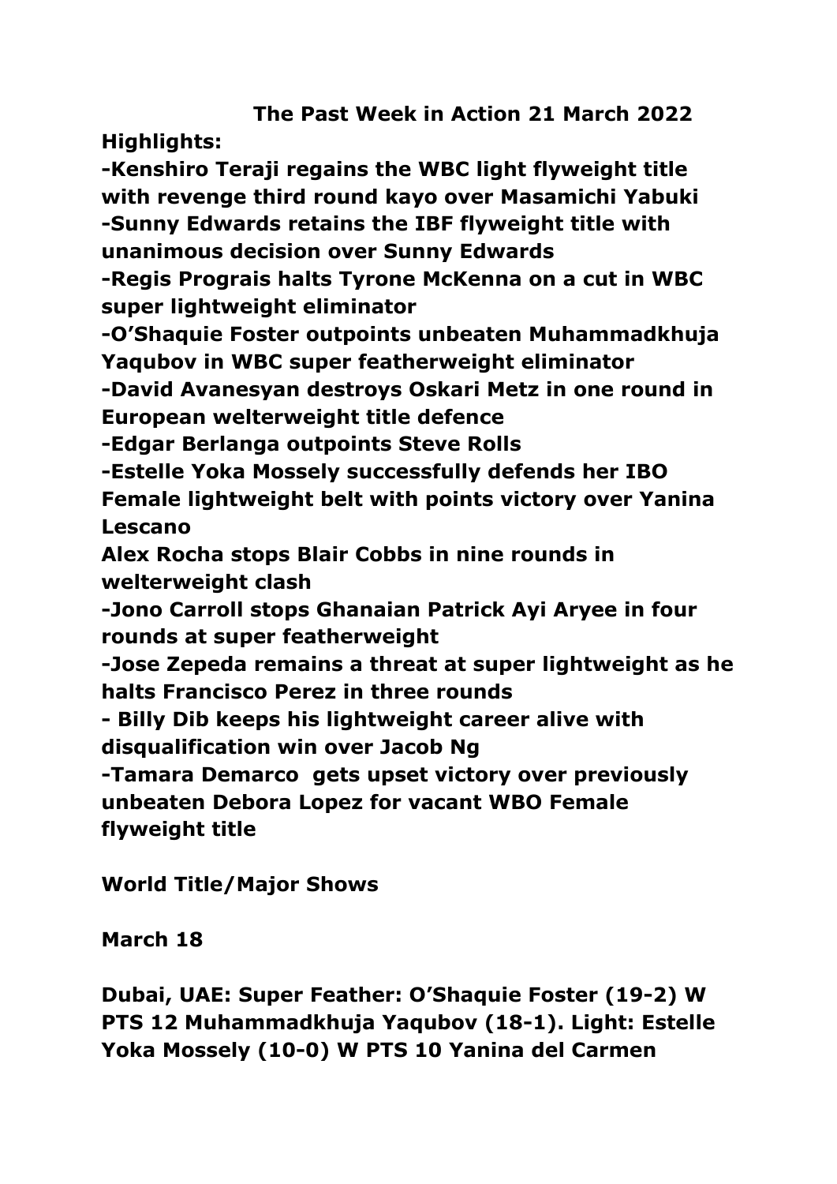# The Past Week in Action 21 March 2022

**Highlights:**

**-Kenshiro Teraji regains the WBC light flyweight title with revenge third round kayo over Masamichi Yabuki**

**-Sunny Edwards retains the IBF flyweight title with unanimous decision over Sunny Edwards**

**-Regis Prograis halts Tyrone McKenna on a cut in WBC super lightweight eliminator**

**-O'Shaquie Foster outpoints unbeaten Muhammadkhuja Yaqubov in WBC super featherweight eliminator**

**-David Avanesyan destroys Oskari Metz in one round in European welterweight title defence**

**-Edgar Berlanga outpoints Steve Rolls**

**-Estelle Yoka Mossely successfully defends her IBO Female lightweight belt with points victory over Yanina Lescano**

**Alex Rocha stops Blair Cobbs in nine rounds in welterweight clash**

**-Jono Carroll stops Ghanaian Patrick Ayi Aryee in four rounds at super featherweight**

**-Jose Zepeda remains a threat at super lightweight as he halts Francisco Perez in three rounds**

**- Billy Dib keeps his lightweight career alive with disqualification win over Jacob Ng**

**-Tamara Demarco gets upset victory over previously unbeaten Debora Lopez for vacant WBO Female flyweight title**

**World Title/Major Shows**

**March 18**

**Dubai, UAE: Super Feather: O'Shaquie Foster (19-2) W PTS 12 Muhammadkhuja Yaqubov (18-1). Light: Estelle Yoka Mossely (10-0) W PTS 10 Yanina del Carmen**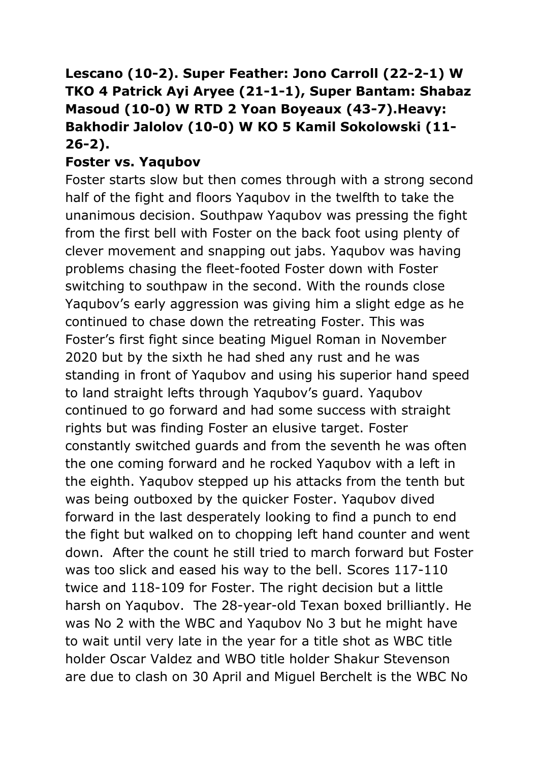**Lescano (10-2). Super Feather: Jono Carroll (22-2-1) W TKO 4 Patrick Ayi Aryee (21-1-1), Super Bantam: Shabaz Masoud (10-0) W RTD 2 Yoan Boyeaux (43-7).Heavy: Bakhodir Jalolov (10-0) W KO 5 Kamil Sokolowski (11-26-2).**

**Foster vs. Yaqubov**

Foster starts slow but then comes through with a strong second half of the fight and floors Yaqubov in the twelfth to take the unanimous decision. Southpaw Yaqubov was pressing the fight from the first bell with Foster on the back foot using plenty of clever movement and snapping out jabs. Yaqubov was having problems chasing the fleet-footed Foster down with Foster switching to southpaw in the second. With the rounds close Yaqubov's early aggression was giving him a slight edge as he continued to chase down the retreating Foster. This was Foster's first fight since beating Miguel Roman in November 2020 but by the sixth he had shed any rust and he was standing in front of Yaqubov and using his superior hand speed to land straight lefts through Yaqubov's guard. Yaqubov continued to go forward and had some success with straight rights but was finding Foster an elusive target. Foster constantly switched guards and from the seventh he was often the one coming forward and he rocked Yaqubov with a left in the eighth. Yaqubov stepped up his attacks from the tenth but was being outboxed by the quicker Foster. Yaqubov dived forward in the last desperately looking to find a punch to end the fight but walked on to chopping left hand counter and went down. After the count he still tried to march forward but Foster was too slick and eased his way to the bell. Scores 117-110 twice and 118-109 for Foster. The right decision but a little harsh on Yaqubov. The 28-year-old Texan boxed brilliantly. He was No 2 with the WBC and Yaqubov No 3 but he might have to wait until very late in the year for a title shot as WBC title holder Oscar Valdez and WBO title holder Shakur Stevenson are due to clash on 30 April and Miguel Berchelt is the WBC No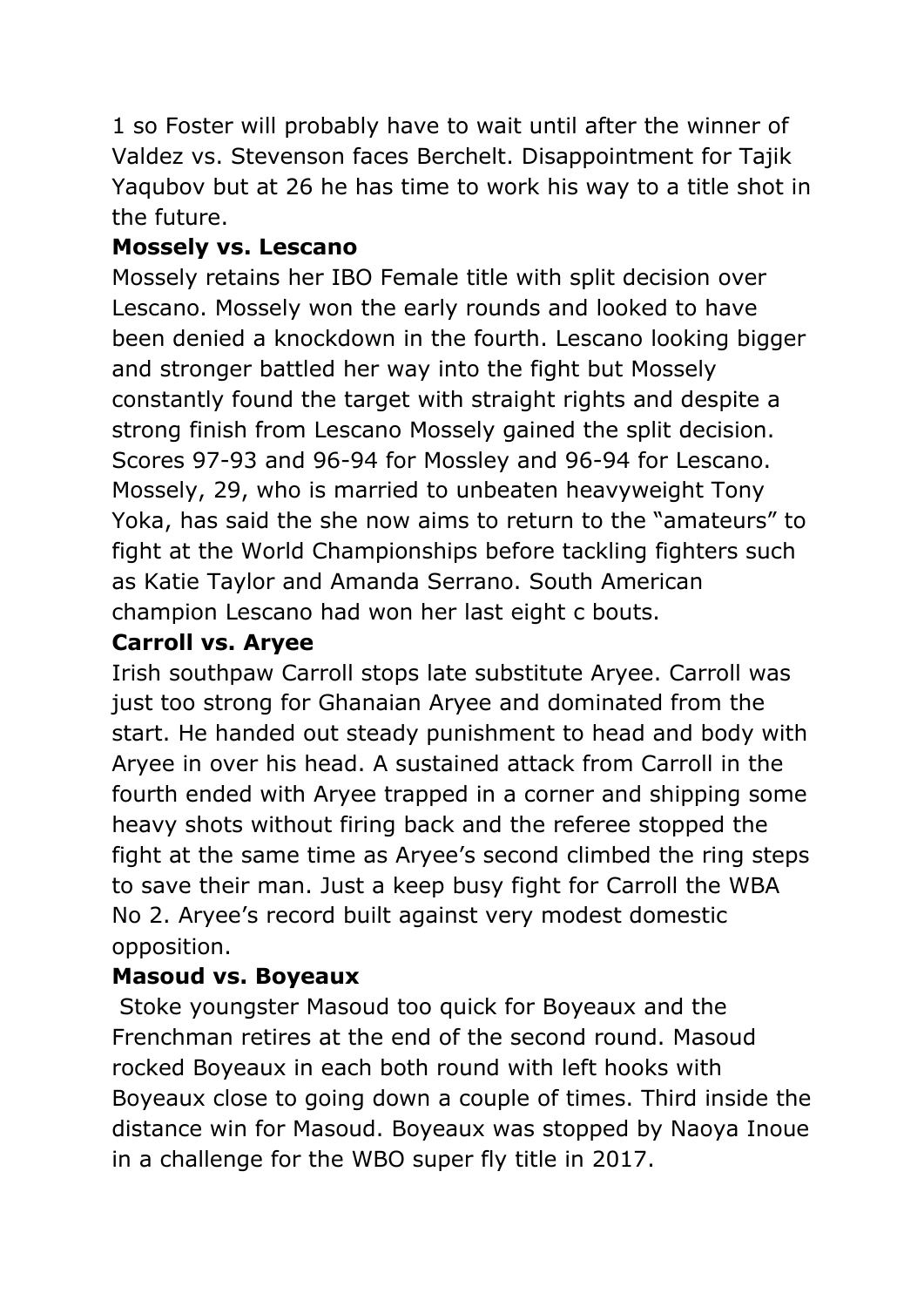1 so Foster will probably have to wait until after the winner of Valdez vs. Stevenson faces Berchelt. Disappointment for Tajik Yaqubov but at 26 he has time to work his way to a title shot in the future.

**Mossely vs. Lescano**

Mossely retains her IBO Female title with split decision over Lescano. Mossely won the early rounds and looked to have been denied a knockdown in the fourth. Lescano looking bigger and stronger battled her way into the fight but Mossely constantly found the target with straight rights and despite a strong finish from Lescano Mossely gained the split decision. Scores 97-93 and 96-94 for Mossley and 96-94 for Lescano. Mossely, 29, who is married to unbeaten heavyweight Tony Yoka, has said the she now aims to return to the "amateurs" to fight at the World Championships before tackling fighters such as Katie Taylor and Amanda Serrano. South American champion Lescano had won her last eight c bouts.

**Carroll vs. Aryee**

Irish southpaw Carroll stops late substitute Aryee. Carroll was just too strong for Ghanaian Aryee and dominated from the start. He handed out steady punishment to head and body with Aryee in over his head. A sustained attack from Carroll in the fourth ended with Aryee trapped in a corner and shipping some heavy shots without firing back and the referee stopped the fight at the same time as Aryee's second climbed the ring steps to save their man. Just a keep busy fight for Carroll the WBA No 2. Aryee's record built against very modest domestic opposition.

**Masoud vs. Boyeaux**

Stoke youngster Masoud too quick for Boyeaux and the Frenchman retires at the end of the second round. Masoud rocked Boyeaux in each both round with left hooks with Boyeaux close to going down a couple of times. Third inside the distance win for Masoud. Boyeaux was stopped by Naoya Inoue in a challenge for the WBO super fly title in 2017.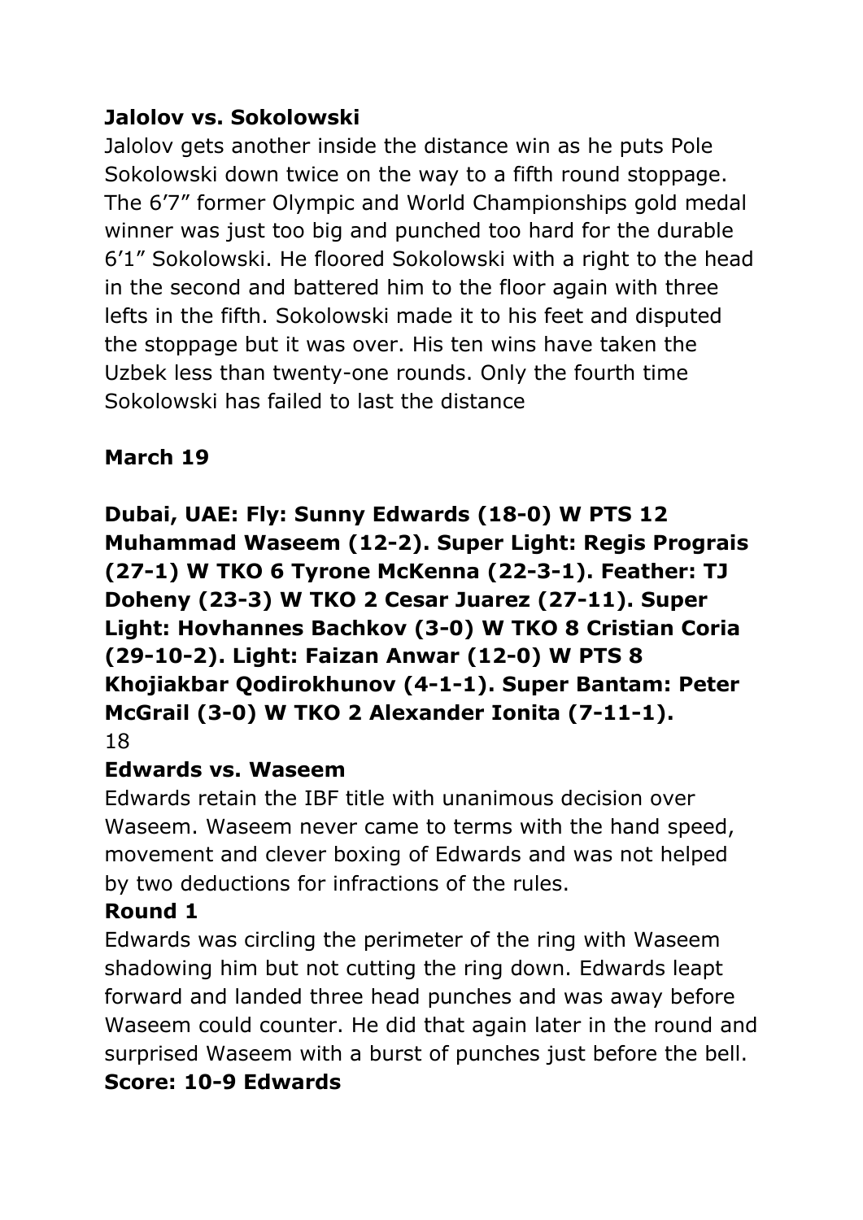**Jalolov vs. Sokolowski**

Jalolov gets another inside the distance win as he puts Pole Sokolowski down twice on the way to a fifth round stoppage. The 6'7" former Olympic and World Championships gold medal winner was just too big and punched too hard for the durable 6'1" Sokolowski. He floored Sokolowski with a right to the head in the second and battered him to the floor again with three lefts in the fifth. Sokolowski made it to his feet and disputed the stoppage but it was over. His ten wins have taken the Uzbek less than twenty-one rounds. Only the fourth time Sokolowski has failed to last the distance

**March 19**

**Dubai, UAE: Fly: Sunny Edwards (18-0) W PTS 12 Muhammad Waseem (12-2). Super Light: Regis Prograis (27-1) W TKO 6 Tyrone McKenna (22-3-1). Feather: TJ Doheny (23-3) W TKO 2 Cesar Juarez (27-11). Super Light: Hovhannes Bachkov (3-0) W TKO 8 Cristian Coria (29-10-2). Light: Faizan Anwar (12-0) W PTS 8 Khojiakbar Qodirokhunov (4-1-1). Super Bantam: Peter McGrail (3-0) W TKO 2 Alexander Ionita (7-11-1).**

**Edwards vs. Waseem**

Edwards retain the IBF title with unanimous decision over Waseem. Waseem never came to terms with the hand speed, movement and clever boxing of Edwards and was not helped by two deductions for infractions of the rules.

**Round 1**

Edwards was circling the perimeter of the ring with Waseem shadowing him but not cutting the ring down. Edwards leapt forward and landed three head punches and was away before Waseem could counter. He did that again later in the round and surprised Waseem with a burst of punches just before the bell.

**Score: 10-9 Edwards**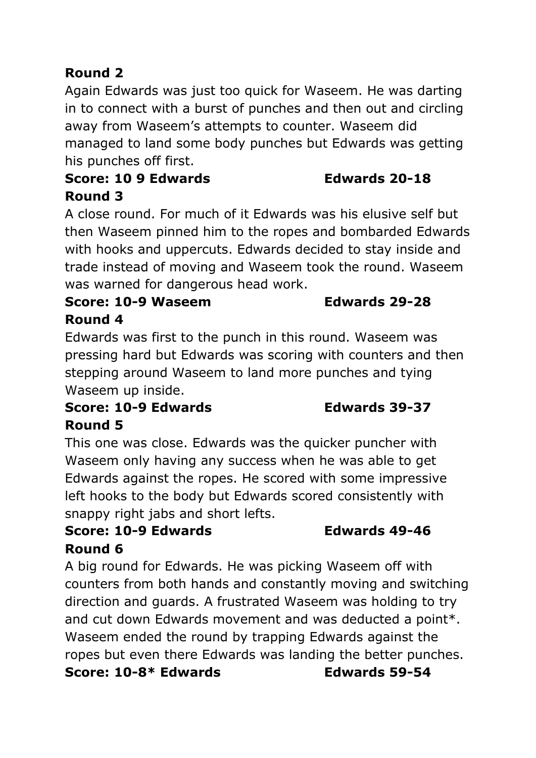**Round 2**

Again Edwards was just too quick for Waseem. He was darting in to connect with a burst of punches and then out and circling away from Waseem's attempts to counter. Waseem did managed to land some body punches but Edwards was getting his punches off first.

**Score: 10 9 Edwards Edwards 20-18**

**Round 3**

A close round. For much of it Edwards was his elusive self but then Waseem pinned him to the ropes and bombarded Edwards with hooks and uppercuts. Edwards decided to stay inside and trade instead of moving and Waseem took the round. Waseem was warned for dangerous head work.

**Score: 10-9 Waseem Edwards 29-28**

**Round 4**

Edwards was first to the punch in this round. Waseem was pressing hard but Edwards was scoring with counters and then stepping around Waseem to land more punches and tying Waseem up inside.

**Score: 10-9 Edwards Edwards 39-37**

**Round 5**

This one was close. Edwards was the quicker puncher with Waseem only having any success when he was able to get Edwards against the ropes. He scored with some impressive left hooks to the body but Edwards scored consistently with snappy right jabs and short lefts.

**Score: 10-9 Edwards Edwards 49-46**

**Round 6**

A big round for Edwards. He was picking Waseem off with counters from both hands and constantly moving and switching direction and guards. A frustrated Waseem was holding to try and cut down Edwards movement and was deducted a point*. Waseem ended the round by trapping Edwards against the ropes but even there Edwards was landing the better punches.

**Score: 10-8* Edwards Edwards 59-54**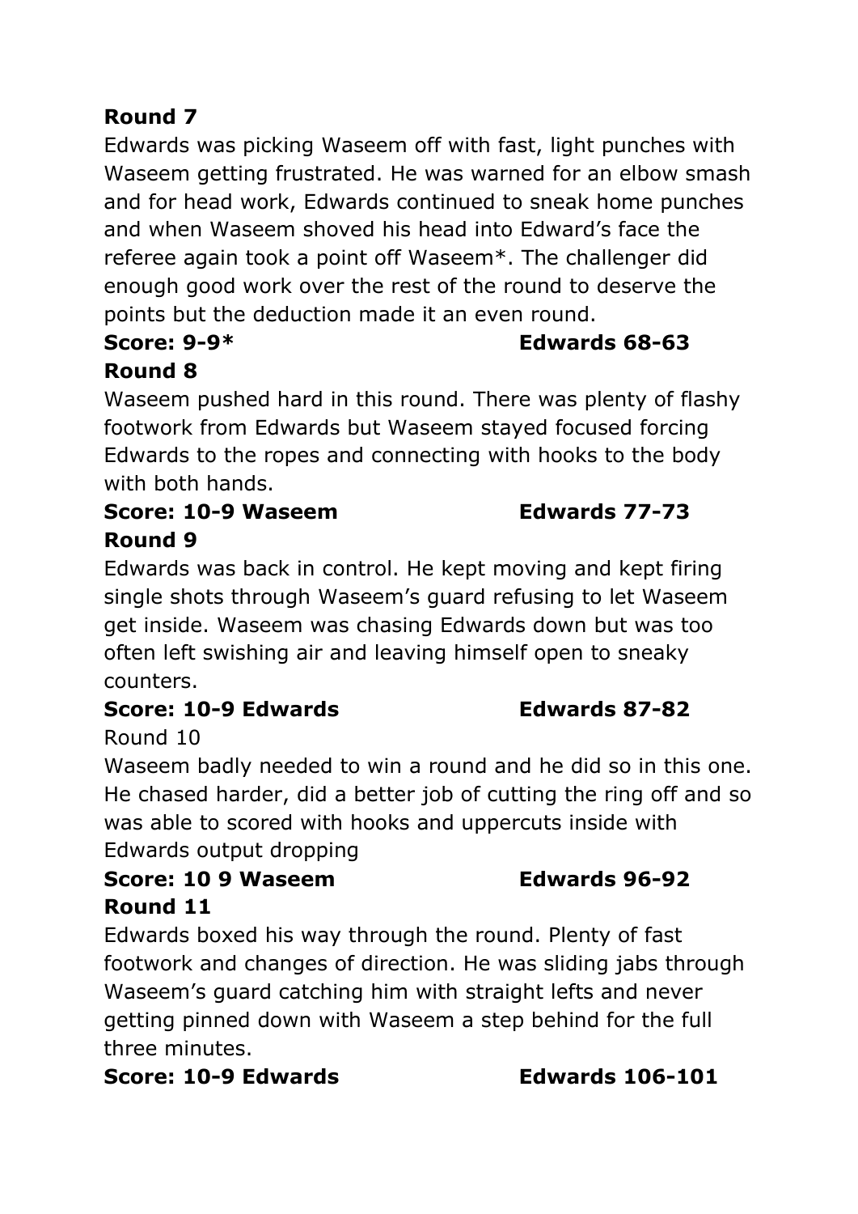**Round 7**

Edwards was picking Waseem off with fast, light punches with Waseem getting frustrated. He was warned for an elbow smash and for head work, Edwards continued to sneak home punches and when Waseem shoved his head into Edward's face the referee again took a point off Waseem*. The challenger did enough good work over the rest of the round to deserve the points but the deduction made it an even round.

**Score: 9-9*** **Edwards 68-63**

**Round 8**

Waseem pushed hard in this round. There was plenty of flashy footwork from Edwards but Waseem stayed focused forcing Edwards to the ropes and connecting with hooks to the body with both hands.

**Score: 10-9 Waseem** **Edwards 77-73**

**Round 9**

Edwards was back in control. He kept moving and kept firing single shots through Waseem's guard refusing to let Waseem get inside. Waseem was chasing Edwards down but was too often left swishing air and leaving himself open to sneaky counters.

**Score: 10-9 Edwards** **Edwards 87-82**

Round 10

Waseem badly needed to win a round and he did so in this one. He chased harder, did a better job of cutting the ring off and so was able to scored with hooks and uppercuts inside with Edwards output dropping

**Score: 10 9 Waseem** **Edwards 96-92**

**Round 11**

Edwards boxed his way through the round. Plenty of fast footwork and changes of direction. He was sliding jabs through Waseem's guard catching him with straight lefts and never getting pinned down with Waseem a step behind for the full three minutes.

**Score: 10-9 Edwards** **Edwards 106-101**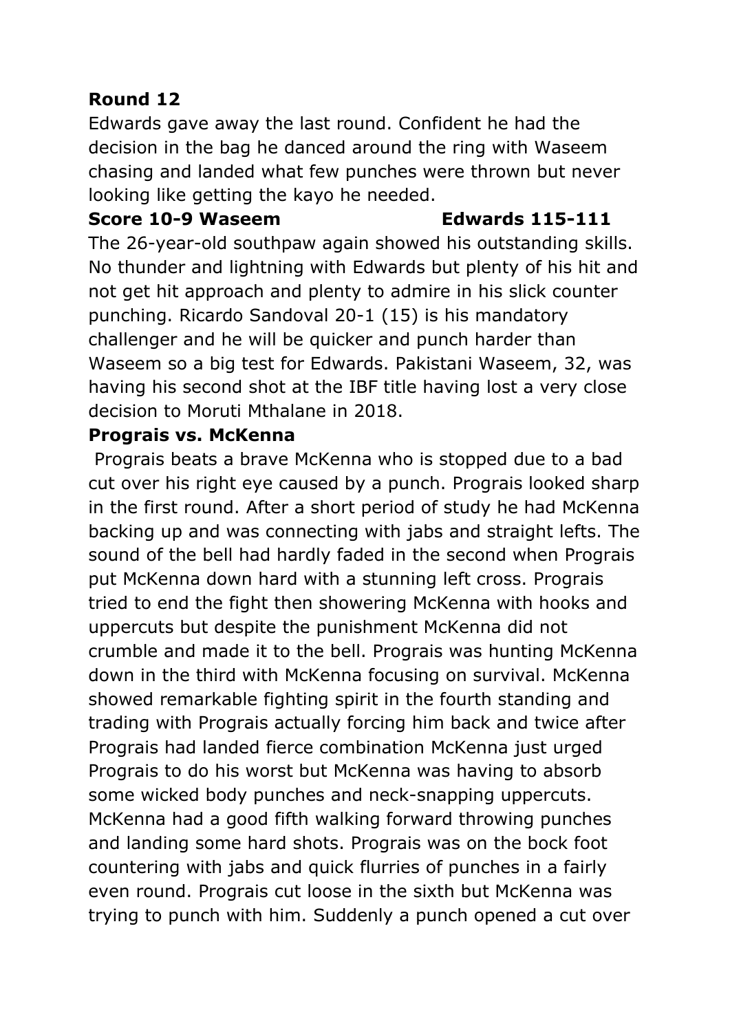**Round 12**

Edwards gave away the last round. Confident he had the decision in the bag he danced around the ring with Waseem chasing and landed what few punches were thrown but never looking like getting the kayo he needed.

**Score 10-9 Waseem Edwards 115-111**

The 26-year-old southpaw again showed his outstanding skills. No thunder and lightning with Edwards but plenty of his hit and not get hit approach and plenty to admire in his slick counter punching. Ricardo Sandoval 20-1 (15) is his mandatory challenger and he will be quicker and punch harder than Waseem so a big test for Edwards. Pakistani Waseem, 32, was having his second shot at the IBF title having lost a very close decision to Moruti Mthalane in 2018.

**Prograis vs. McKenna**

Prograis beats a brave McKenna who is stopped due to a bad cut over his right eye caused by a punch. Prograis looked sharp in the first round. After a short period of study he had McKenna backing up and was connecting with jabs and straight lefts. The sound of the bell had hardly faded in the second when Prograis put McKenna down hard with a stunning left cross. Prograis tried to end the fight then showering McKenna with hooks and uppercuts but despite the punishment McKenna did not crumble and made it to the bell. Prograis was hunting McKenna down in the third with McKenna focusing on survival. McKenna showed remarkable fighting spirit in the fourth standing and trading with Prograis actually forcing him back and twice after Prograis had landed fierce combination McKenna just urged Prograis to do his worst but McKenna was having to absorb some wicked body punches and neck-snapping uppercuts. McKenna had a good fifth walking forward throwing punches and landing some hard shots. Prograis was on the bock foot countering with jabs and quick flurries of punches in a fairly even round. Prograis cut loose in the sixth but McKenna was trying to punch with him. Suddenly a punch opened a cut over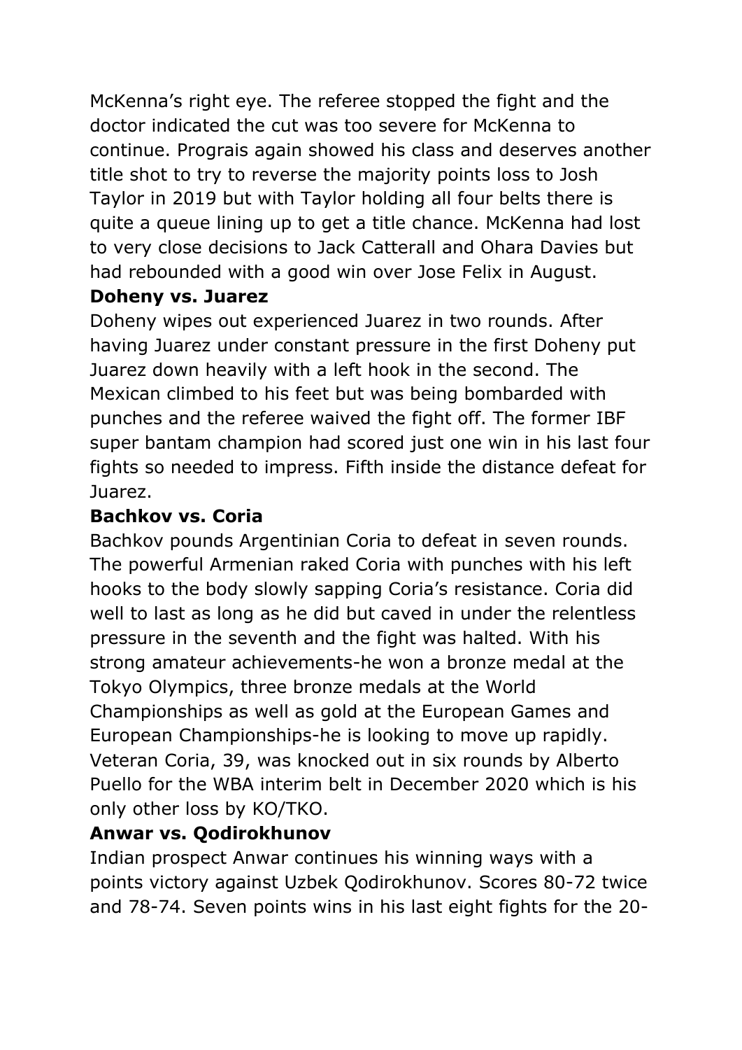McKenna's right eye. The referee stopped the fight and the doctor indicated the cut was too severe for McKenna to continue. Prograis again showed his class and deserves another title shot to try to reverse the majority points loss to Josh Taylor in 2019 but with Taylor holding all four belts there is quite a queue lining up to get a title chance. McKenna had lost to very close decisions to Jack Catterall and Ohara Davies but had rebounded with a good win over Jose Felix in August.

**Doheny vs. Juarez**

Doheny wipes out experienced Juarez in two rounds. After having Juarez under constant pressure in the first Doheny put Juarez down heavily with a left hook in the second. The Mexican climbed to his feet but was being bombarded with punches and the referee waived the fight off. The former IBF super bantam champion had scored just one win in his last four fights so needed to impress. Fifth inside the distance defeat for Juarez.

**Bachkov vs. Coria**

Bachkov pounds Argentinian Coria to defeat in seven rounds. The powerful Armenian raked Coria with punches with his left hooks to the body slowly sapping Coria's resistance. Coria did well to last as long as he did but caved in under the relentless pressure in the seventh and the fight was halted. With his strong amateur achievements-he won a bronze medal at the Tokyo Olympics, three bronze medals at the World Championships as well as gold at the European Games and European Championships-he is looking to move up rapidly. Veteran Coria, 39, was knocked out in six rounds by Alberto Puello for the WBA interim belt in December 2020 which is his only other loss by KO/TKO.

**Anwar vs. Qodirokhunov**

Indian prospect Anwar continues his winning ways with a points victory against Uzbek Qodirokhunov. Scores 80-72 twice and 78-74. Seven points wins in his last eight fights for the 20-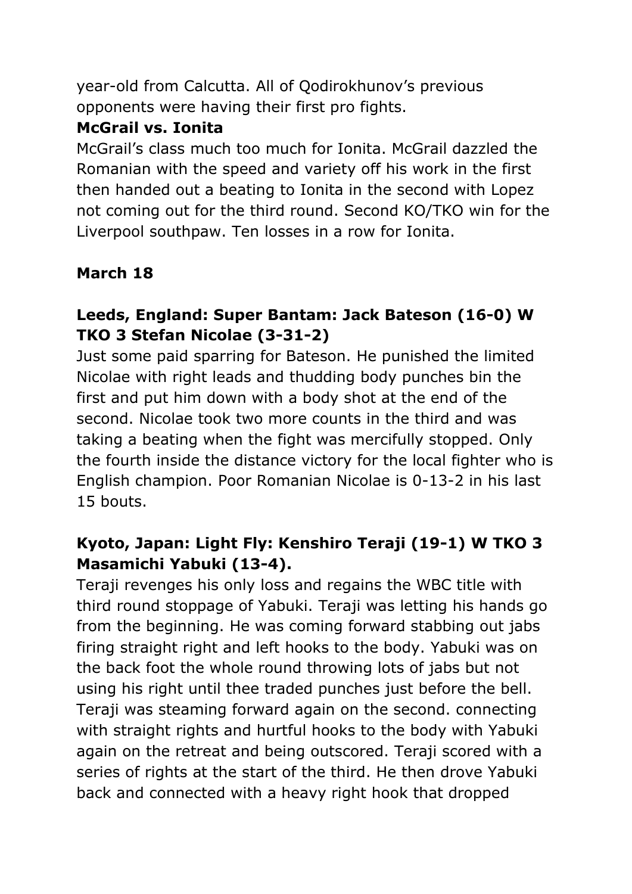year-old from Calcutta. All of Qodirokhunov's previous opponents were having their first pro fights.

**McGrail vs. Ionita**

McGrail's class much too much for Ionita. McGrail dazzled the Romanian with the speed and variety off his work in the first then handed out a beating to Ionita in the second with Lopez not coming out for the third round. Second KO/TKO win for the Liverpool southpaw. Ten losses in a row for Ionita.

**March 18**

**Leeds, England: Super Bantam: Jack Bateson (16-0) W TKO 3 Stefan Nicolae (3-31-2)**

Just some paid sparring for Bateson. He punished the limited Nicolae with right leads and thudding body punches bin the first and put him down with a body shot at the end of the second. Nicolae took two more counts in the third and was taking a beating when the fight was mercifully stopped. Only the fourth inside the distance victory for the local fighter who is English champion. Poor Romanian Nicolae is 0-13-2 in his last 15 bouts.

**Kyoto, Japan: Light Fly: Kenshiro Teraji (19-1) W TKO 3 Masamichi Yabuki (13-4).**

Teraji revenges his only loss and regains the WBC title with third round stoppage of Yabuki. Teraji was letting his hands go from the beginning. He was coming forward stabbing out jabs firing straight right and left hooks to the body. Yabuki was on the back foot the whole round throwing lots of jabs but not using his right until thee traded punches just before the bell. Teraji was steaming forward again on the second. connecting with straight rights and hurtful hooks to the body with Yabuki again on the retreat and being outscored. Teraji scored with a series of rights at the start of the third. He then drove Yabuki back and connected with a heavy right hook that dropped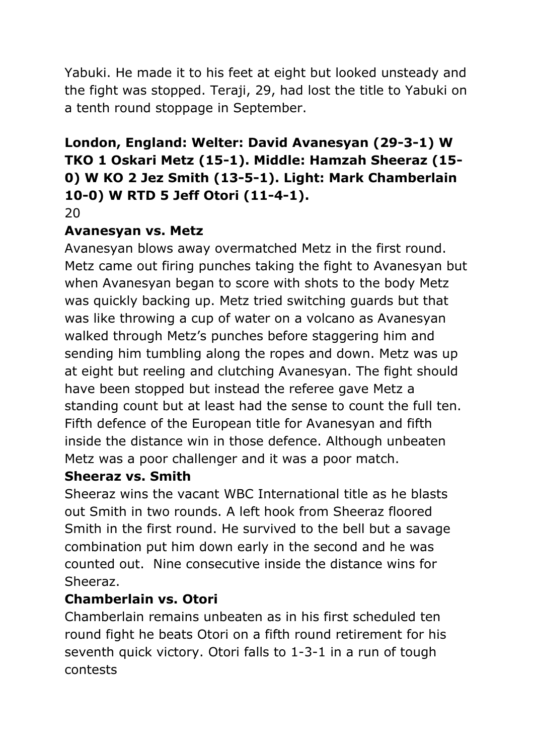Yabuki. He made it to his feet at eight but looked unsteady and the fight was stopped. Teraji, 29, had lost the title to Yabuki on a tenth round stoppage in September.

**London, England: Welter: David Avanesyan (29-3-1) W TKO 1 Oskari Metz (15-1). Middle: Hamzah Sheeraz (15-0) W KO 2 Jez Smith (13-5-1). Light: Mark Chamberlain 10-0) W RTD 5 Jeff Otori (11-4-1).**

20

**Avanesyan vs. Metz**

Avanesyan blows away overmatched Metz in the first round. Metz came out firing punches taking the fight to Avanesyan but when Avanesyan began to score with shots to the body Metz was quickly backing up. Metz tried switching guards but that was like throwing a cup of water on a volcano as Avanesyan walked through Metz's punches before staggering him and sending him tumbling along the ropes and down. Metz was up at eight but reeling and clutching Avanesyan. The fight should have been stopped but instead the referee gave Metz a standing count but at least had the sense to count the full ten. Fifth defence of the European title for Avanesyan and fifth inside the distance win in those defence. Although unbeaten Metz was a poor challenger and it was a poor match.

**Sheeraz vs. Smith**

Sheeraz wins the vacant WBC International title as he blasts out Smith in two rounds. A left hook from Sheeraz floored Smith in the first round. He survived to the bell but a savage combination put him down early in the second and he was counted out. Nine consecutive inside the distance wins for Sheeraz.

**Chamberlain vs. Otori**

Chamberlain remains unbeaten as in his first scheduled ten round fight he beats Otori on a fifth round retirement for his seventh quick victory. Otori falls to 1-3-1 in a run of tough contests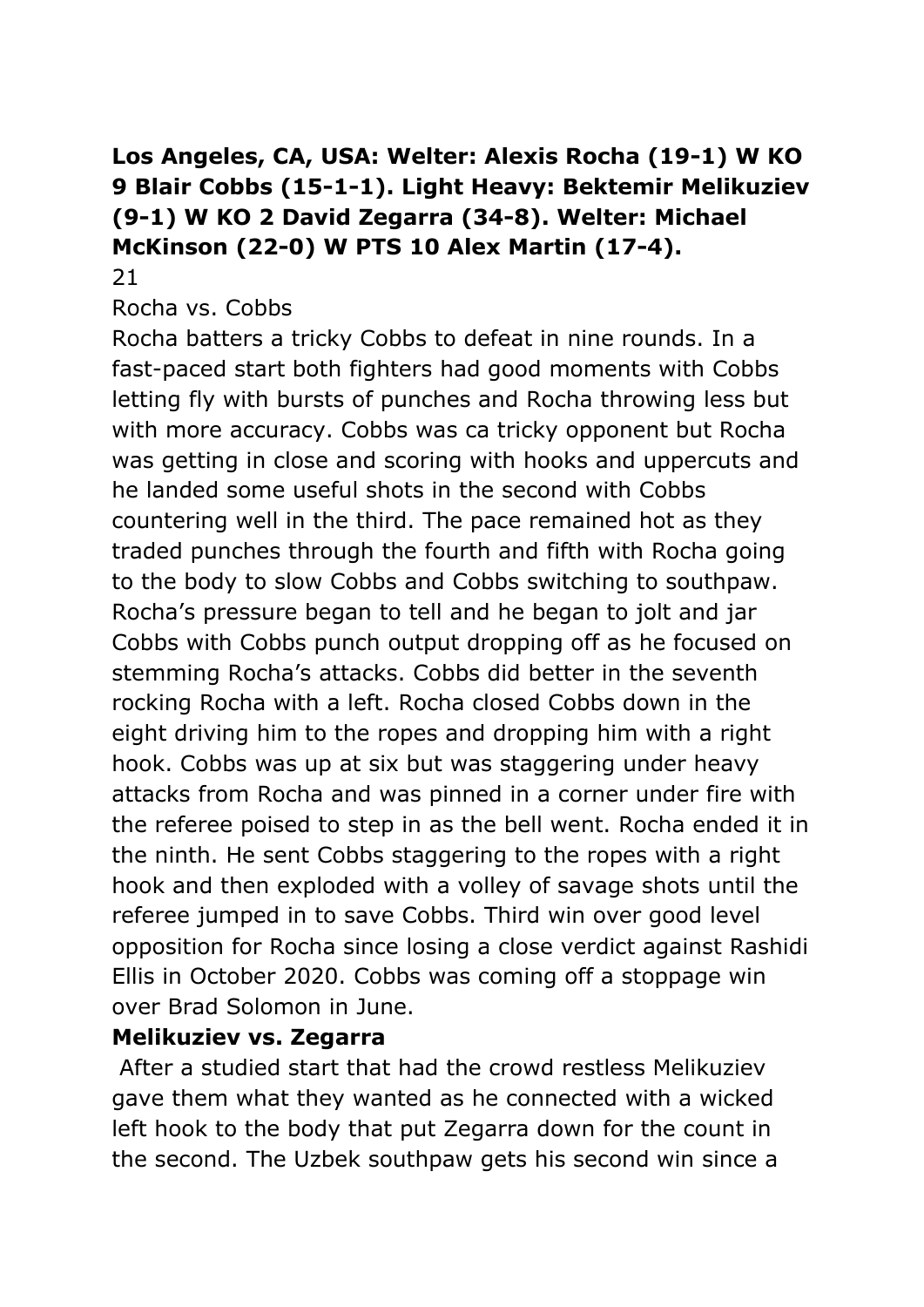**Los Angeles, CA, USA: Welter: Alexis Rocha (19-1) W KO 9 Blair Cobbs (15-1-1). Light Heavy: Bektemir Melikuziev (9-1) W KO 2 David Zegarra (34-8). Welter: Michael McKinson (22-0) W PTS 10 Alex Martin (17-4).**

21

Rocha vs. Cobbs

Rocha batters a tricky Cobbs to defeat in nine rounds. In a fast-paced start both fighters had good moments with Cobbs letting fly with bursts of punches and Rocha throwing less but with more accuracy. Cobbs was ca tricky opponent but Rocha was getting in close and scoring with hooks and uppercuts and he landed some useful shots in the second with Cobbs countering well in the third. The pace remained hot as they traded punches through the fourth and fifth with Rocha going to the body to slow Cobbs and Cobbs switching to southpaw. Rocha's pressure began to tell and he began to jolt and jar Cobbs with Cobbs punch output dropping off as he focused on stemming Rocha's attacks. Cobbs did better in the seventh rocking Rocha with a left. Rocha closed Cobbs down in the eight driving him to the ropes and dropping him with a right hook. Cobbs was up at six but was staggering under heavy attacks from Rocha and was pinned in a corner under fire with the referee poised to step in as the bell went. Rocha ended it in the ninth. He sent Cobbs staggering to the ropes with a right hook and then exploded with a volley of savage shots until the referee jumped in to save Cobbs. Third win over good level opposition for Rocha since losing a close verdict against Rashidi Ellis in October 2020. Cobbs was coming off a stoppage win over Brad Solomon in June.

**Melikuziev vs. Zegarra**

After a studied start that had the crowd restless Melikuziev gave them what they wanted as he connected with a wicked left hook to the body that put Zegarra down for the count in the second. The Uzbek southpaw gets his second win since a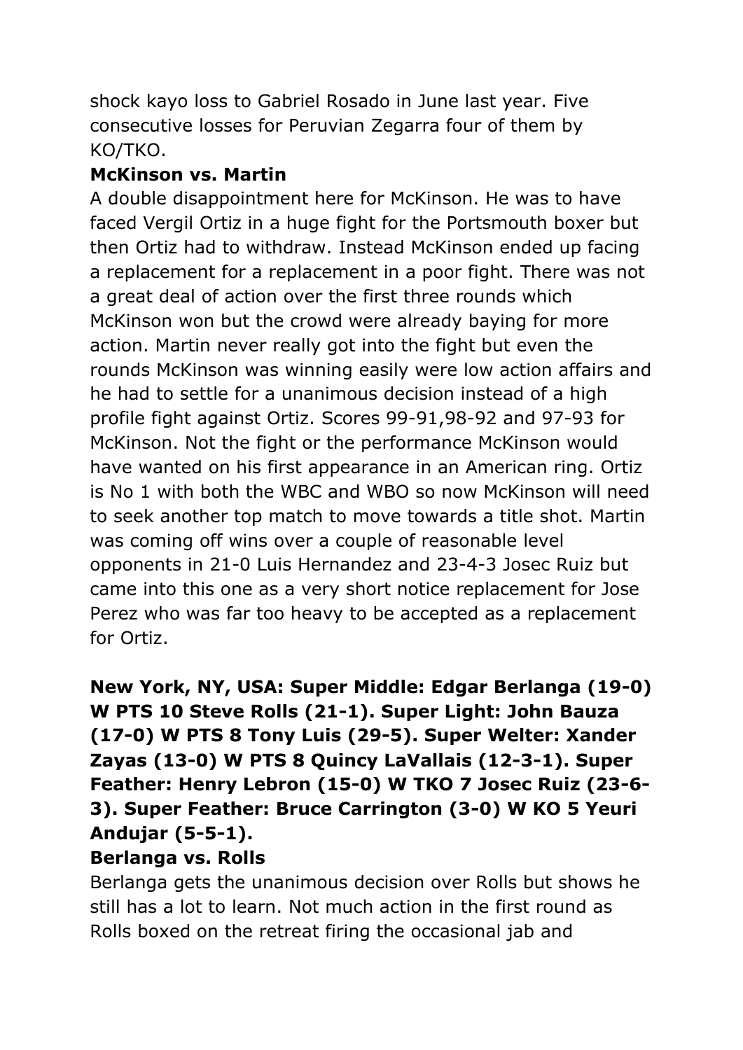shock kayo loss to Gabriel Rosado in June last year. Five consecutive losses for Peruvian Zegarra four of them by KO/TKO.

**McKinson vs. Martin**

A double disappointment here for McKinson. He was to have faced Vergil Ortiz in a huge fight for the Portsmouth boxer but then Ortiz had to withdraw. Instead McKinson ended up facing a replacement for a replacement in a poor fight. There was not a great deal of action over the first three rounds which McKinson won but the crowd were already baying for more action. Martin never really got into the fight but even the rounds McKinson was winning easily were low action affairs and he had to settle for a unanimous decision instead of a high profile fight against Ortiz. Scores 99-91,98-92 and 97-93 for McKinson. Not the fight or the performance McKinson would have wanted on his first appearance in an American ring. Ortiz is No 1 with both the WBC and WBO so now McKinson will need to seek another top match to move towards a title shot. Martin was coming off wins over a couple of reasonable level opponents in 21-0 Luis Hernandez and 23-4-3 Josec Ruiz but came into this one as a very short notice replacement for Jose Perez who was far too heavy to be accepted as a replacement for Ortiz.

**New York, NY, USA: Super Middle: Edgar Berlanga (19-0) W PTS 10 Steve Rolls (21-1). Super Light: John Bauza (17-0) W PTS 8 Tony Luis (29-5). Super Welter: Xander Zayas (13-0) W PTS 8 Quincy LaVallais (12-3-1). Super Feather: Henry Lebron (15-0) W TKO 7 Josec Ruiz (23-6-3). Super Feather: Bruce Carrington (3-0) W KO 5 Yeuri Andujar (5-5-1).**

**Berlanga vs. Rolls**

Berlanga gets the unanimous decision over Rolls but shows he still has a lot to learn. Not much action in the first round as Rolls boxed on the retreat firing the occasional jab and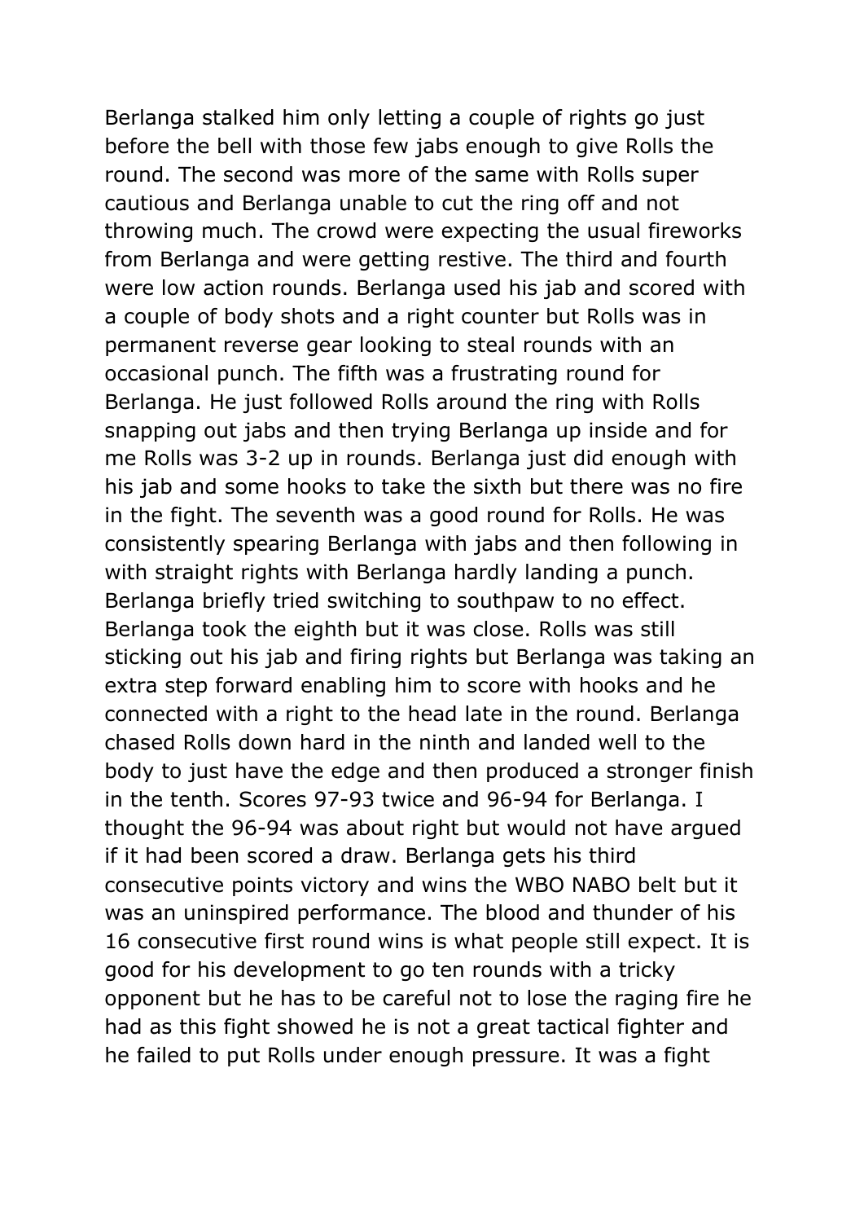Berlanga stalked him only letting a couple of rights go just before the bell with those few jabs enough to give Rolls the round. The second was more of the same with Rolls super cautious and Berlanga unable to cut the ring off and not throwing much. The crowd were expecting the usual fireworks from Berlanga and were getting restive. The third and fourth were low action rounds. Berlanga used his jab and scored with a couple of body shots and a right counter but Rolls was in permanent reverse gear looking to steal rounds with an occasional punch. The fifth was a frustrating round for Berlanga. He just followed Rolls around the ring with Rolls snapping out jabs and then trying Berlanga up inside and for me Rolls was 3-2 up in rounds. Berlanga just did enough with his jab and some hooks to take the sixth but there was no fire in the fight. The seventh was a good round for Rolls. He was consistently spearing Berlanga with jabs and then following in with straight rights with Berlanga hardly landing a punch. Berlanga briefly tried switching to southpaw to no effect. Berlanga took the eighth but it was close. Rolls was still sticking out his jab and firing rights but Berlanga was taking an extra step forward enabling him to score with hooks and he connected with a right to the head late in the round. Berlanga chased Rolls down hard in the ninth and landed well to the body to just have the edge and then produced a stronger finish in the tenth. Scores 97-93 twice and 96-94 for Berlanga. I thought the 96-94 was about right but would not have argued if it had been scored a draw. Berlanga gets his third consecutive points victory and wins the WBO NABO belt but it was an uninspired performance. The blood and thunder of his 16 consecutive first round wins is what people still expect. It is good for his development to go ten rounds with a tricky opponent but he has to be careful not to lose the raging fire he had as this fight showed he is not a great tactical fighter and he failed to put Rolls under enough pressure. It was a fight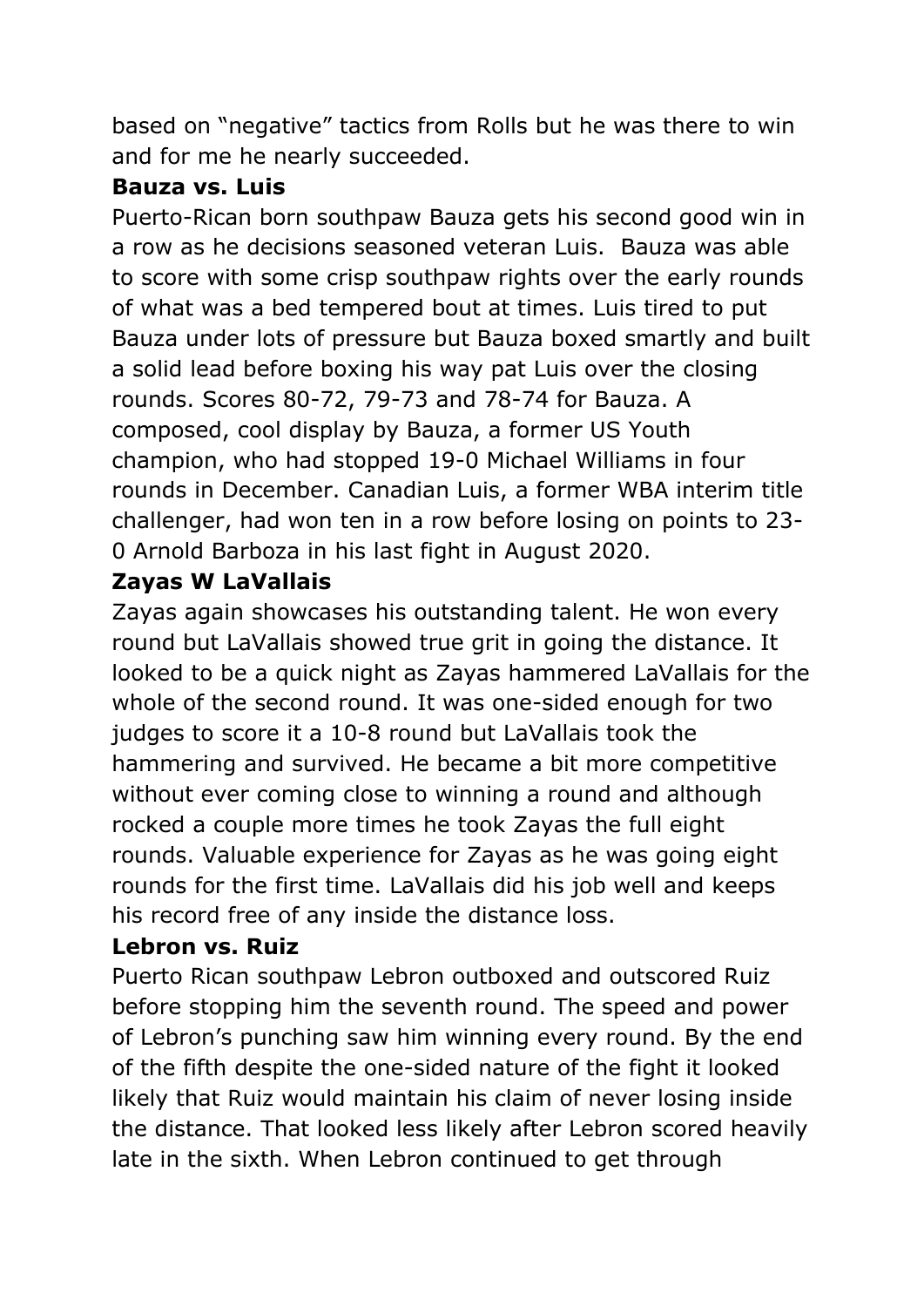based on "negative" tactics from Rolls but he was there to win and for me he nearly succeeded.

**Bauza vs. Luis**

Puerto-Rican born southpaw Bauza gets his second good win in a row as he decisions seasoned veteran Luis.  Bauza was able to score with some crisp southpaw rights over the early rounds of what was a bed tempered bout at times. Luis tired to put Bauza under lots of pressure but Bauza boxed smartly and built a solid lead before boxing his way pat Luis over the closing rounds. Scores 80-72, 79-73 and 78-74 for Bauza. A composed, cool display by Bauza, a former US Youth champion, who had stopped 19-0 Michael Williams in four rounds in December. Canadian Luis, a former WBA interim title challenger, had won ten in a row before losing on points to 23-0 Arnold Barboza in his last fight in August 2020.

**Zayas W LaVallais**

Zayas again showcases his outstanding talent. He won every round but LaVallais showed true grit in going the distance. It looked to be a quick night as Zayas hammered LaVallais for the whole of the second round. It was one-sided enough for two judges to score it a 10-8 round but LaVallais took the hammering and survived. He became a bit more competitive without ever coming close to winning a round and although rocked a couple more times he took Zayas the full eight rounds. Valuable experience for Zayas as he was going eight rounds for the first time. LaVallais did his job well and keeps his record free of any inside the distance loss.

**Lebron vs. Ruiz**

Puerto Rican southpaw Lebron outboxed and outscored Ruiz before stopping him the seventh round. The speed and power of Lebron's punching saw him winning every round. By the end of the fifth despite the one-sided nature of the fight it looked likely that Ruiz would maintain his claim of never losing inside the distance. That looked less likely after Lebron scored heavily late in the sixth. When Lebron continued to get through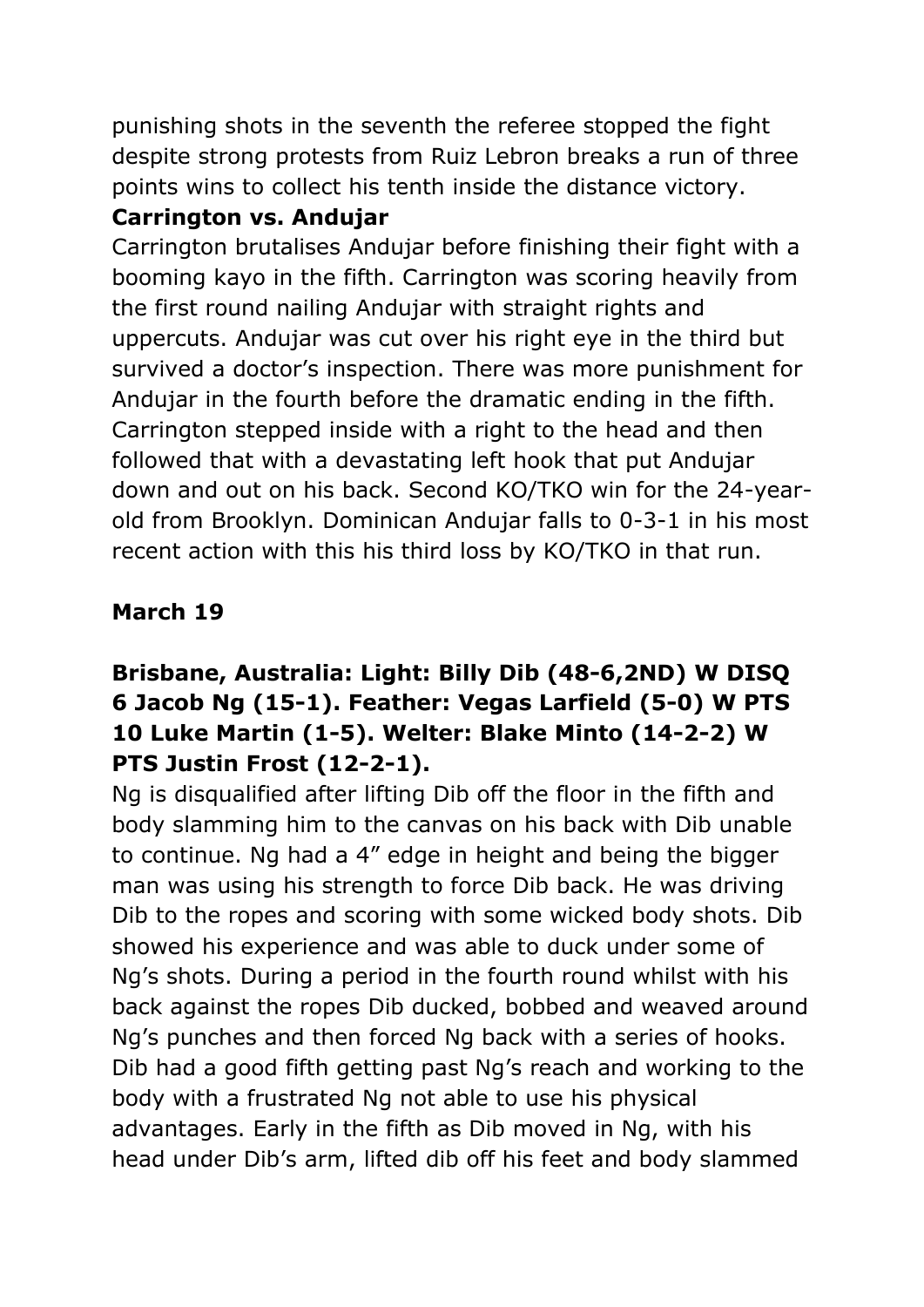punishing shots in the seventh the referee stopped the fight despite strong protests from Ruiz Lebron breaks a run of three points wins to collect his tenth inside the distance victory.

**Carrington vs. Andujar**

Carrington brutalises Andujar before finishing their fight with a booming kayo in the fifth. Carrington was scoring heavily from the first round nailing Andujar with straight rights and uppercuts. Andujar was cut over his right eye in the third but survived a doctor's inspection. There was more punishment for Andujar in the fourth before the dramatic ending in the fifth. Carrington stepped inside with a right to the head and then followed that with a devastating left hook that put Andujar down and out on his back. Second KO/TKO win for the 24-year-old from Brooklyn. Dominican Andujar falls to 0-3-1 in his most recent action with this his third loss by KO/TKO in that run.

**March 19**

**Brisbane, Australia: Light: Billy Dib (48-6,2ND) W DISQ 6 Jacob Ng (15-1). Feather: Vegas Larfield (5-0) W PTS 10 Luke Martin (1-5). Welter: Blake Minto (14-2-2) W PTS Justin Frost (12-2-1).**

Ng is disqualified after lifting Dib off the floor in the fifth and body slamming him to the canvas on his back with Dib unable to continue. Ng had a 4" edge in height and being the bigger man was using his strength to force Dib back. He was driving Dib to the ropes and scoring with some wicked body shots. Dib showed his experience and was able to duck under some of Ng's shots. During a period in the fourth round whilst with his back against the ropes Dib ducked, bobbed and weaved around Ng's punches and then forced Ng back with a series of hooks. Dib had a good fifth getting past Ng's reach and working to the body with a frustrated Ng not able to use his physical advantages. Early in the fifth as Dib moved in Ng, with his head under Dib's arm, lifted dib off his feet and body slammed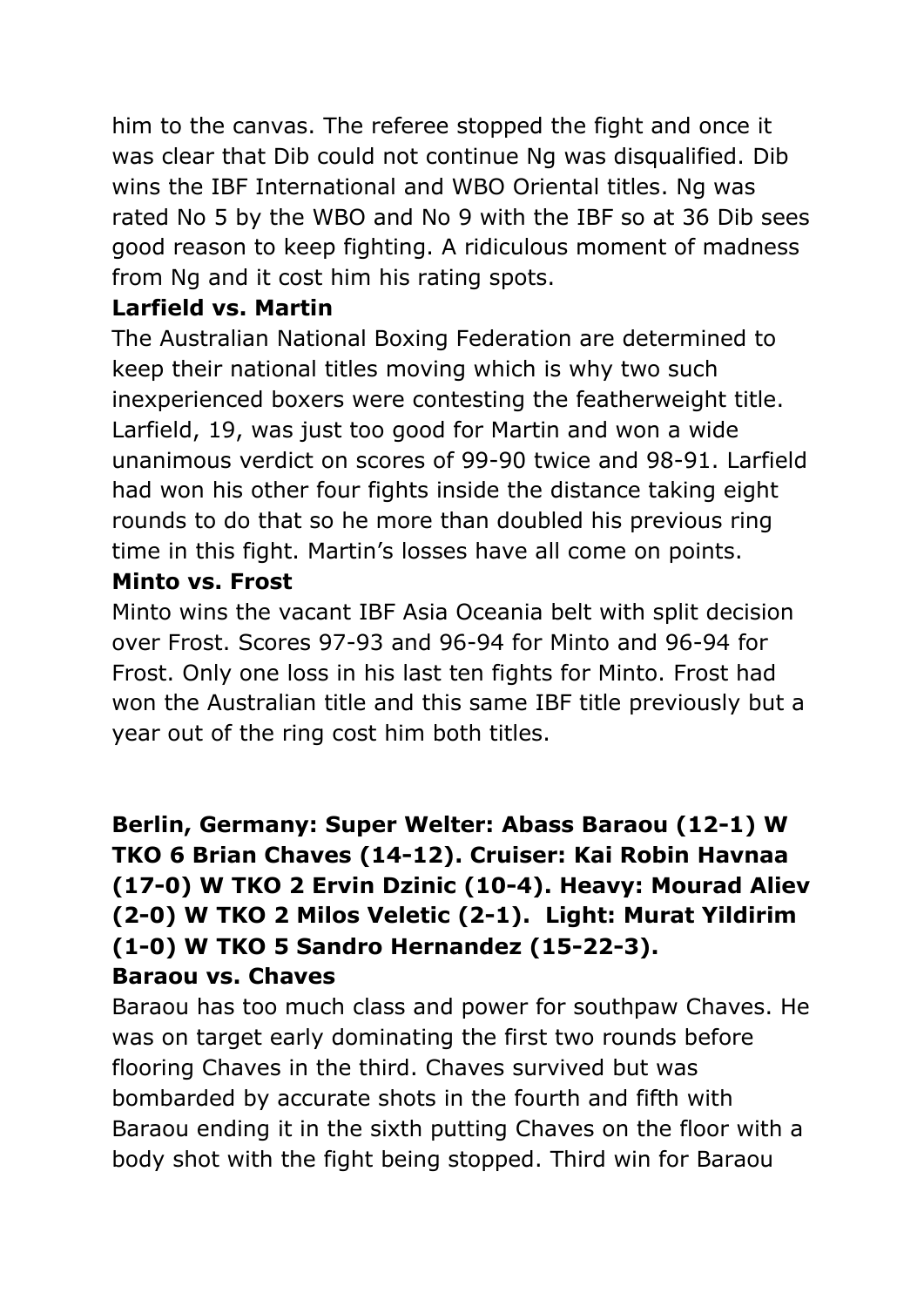him to the canvas. The referee stopped the fight and once it was clear that Dib could not continue Ng was disqualified. Dib wins the IBF International and WBO Oriental titles. Ng was rated No 5 by the WBO and No 9 with the IBF so at 36 Dib sees good reason to keep fighting. A ridiculous moment of madness from Ng and it cost him his rating spots.

**Larfield vs. Martin**

The Australian National Boxing Federation are determined to keep their national titles moving which is why two such inexperienced boxers were contesting the featherweight title. Larfield, 19, was just too good for Martin and won a wide unanimous verdict on scores of 99-90 twice and 98-91. Larfield had won his other four fights inside the distance taking eight rounds to do that so he more than doubled his previous ring time in this fight. Martin's losses have all come on points.

**Minto vs. Frost**

Minto wins the vacant IBF Asia Oceania belt with split decision over Frost. Scores 97-93 and 96-94 for Minto and 96-94 for Frost. Only one loss in his last ten fights for Minto. Frost had won the Australian title and this same IBF title previously but a year out of the ring cost him both titles.

**Berlin, Germany: Super Welter: Abass Baraou (12-1) W TKO 6 Brian Chaves (14-12). Cruiser: Kai Robin Havnaa (17-0) W TKO 2 Ervin Dzinic (10-4). Heavy: Mourad Aliev (2-0) W TKO 2 Milos Veletic (2-1). Light: Murat Yildirim (1-0) W TKO 5 Sandro Hernandez (15-22-3).**

**Baraou vs. Chaves**

Baraou has too much class and power for southpaw Chaves. He was on target early dominating the first two rounds before flooring Chaves in the third. Chaves survived but was bombarded by accurate shots in the fourth and fifth with Baraou ending it in the sixth putting Chaves on the floor with a body shot with the fight being stopped. Third win for Baraou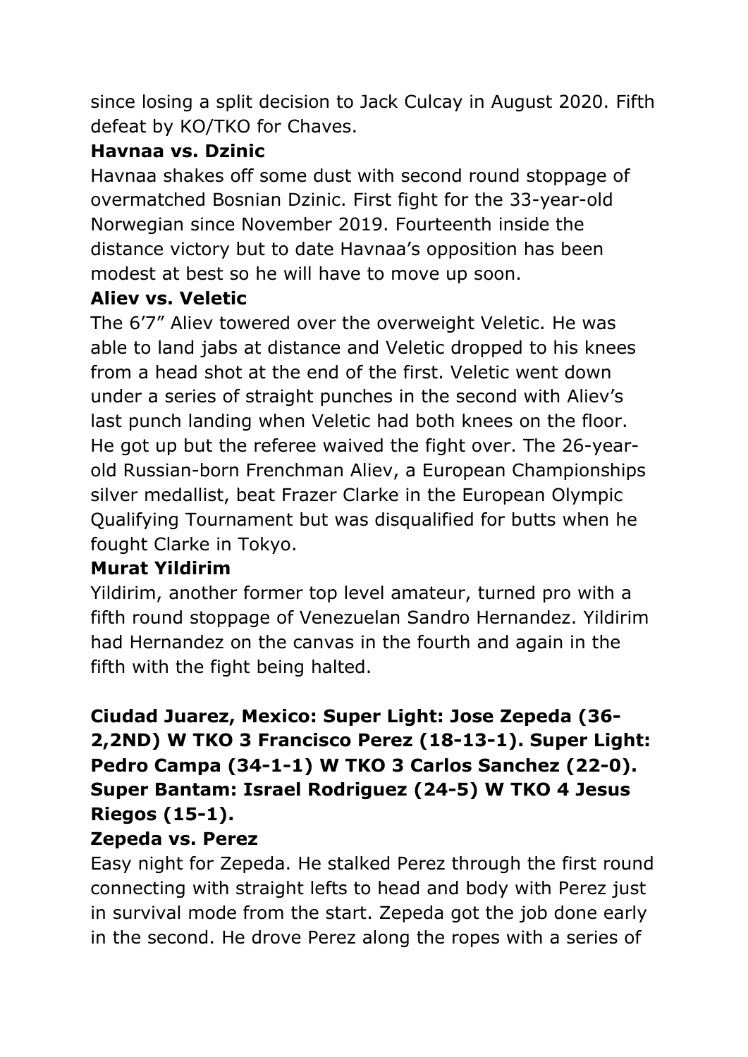since losing a split decision to Jack Culcay in August 2020. Fifth defeat by KO/TKO for Chaves.

**Havnaa vs. Dzinic**

Havnaa shakes off some dust with second round stoppage of overmatched Bosnian Dzinic. First fight for the 33-year-old Norwegian since November 2019. Fourteenth inside the distance victory but to date Havnaa's opposition has been modest at best so he will have to move up soon.

**Aliev vs. Veletic**

The 6'7" Aliev towered over the overweight Veletic. He was able to land jabs at distance and Veletic dropped to his knees from a head shot at the end of the first. Veletic went down under a series of straight punches in the second with Aliev's last punch landing when Veletic had both knees on the floor. He got up but the referee waived the fight over. The 26-year-old Russian-born Frenchman Aliev, a European Championships silver medallist, beat Frazer Clarke in the European Olympic Qualifying Tournament but was disqualified for butts when he fought Clarke in Tokyo.

**Murat Yildirim**

Yildirim, another former top level amateur, turned pro with a fifth round stoppage of Venezuelan Sandro Hernandez. Yildirim had Hernandez on the canvas in the fourth and again in the fifth with the fight being halted.

**Ciudad Juarez, Mexico: Super Light: Jose Zepeda (36-2,2ND) W TKO 3 Francisco Perez (18-13-1). Super Light: Pedro Campa (34-1-1) W TKO 3 Carlos Sanchez (22-0). Super Bantam: Israel Rodriguez (24-5) W TKO 4 Jesus Riegos (15-1).**

**Zepeda vs. Perez**

Easy night for Zepeda. He stalked Perez through the first round connecting with straight lefts to head and body with Perez just in survival mode from the start. Zepeda got the job done early in the second. He drove Perez along the ropes with a series of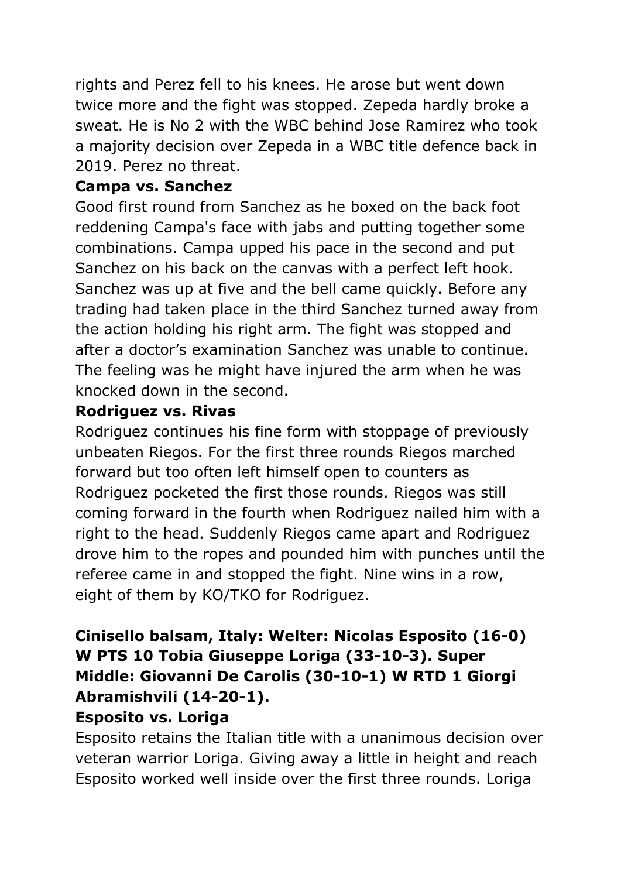rights and Perez fell to his knees. He arose but went down twice more and the fight was stopped. Zepeda hardly broke a sweat. He is No 2 with the WBC behind Jose Ramirez who took a majority decision over Zepeda in a WBC title defence back in 2019. Perez no threat.

**Campa vs. Sanchez**

Good first round from Sanchez as he boxed on the back foot reddening Campa's face with jabs and putting together some combinations. Campa upped his pace in the second and put Sanchez on his back on the canvas with a perfect left hook. Sanchez was up at five and the bell came quickly. Before any trading had taken place in the third Sanchez turned away from the action holding his right arm. The fight was stopped and after a doctor's examination Sanchez was unable to continue. The feeling was he might have injured the arm when he was knocked down in the second.

**Rodriguez vs. Rivas**

Rodriguez continues his fine form with stoppage of previously unbeaten Riegos. For the first three rounds Riegos marched forward but too often left himself open to counters as Rodriguez pocketed the first those rounds. Riegos was still coming forward in the fourth when Rodriguez nailed him with a right to the head. Suddenly Riegos came apart and Rodriguez drove him to the ropes and pounded him with punches until the referee came in and stopped the fight. Nine wins in a row, eight of them by KO/TKO for Rodriguez.

**Cinisello balsam, Italy: Welter: Nicolas Esposito (16-0) W PTS 10 Tobia Giuseppe Loriga (33-10-3). Super Middle: Giovanni De Carolis (30-10-1) W RTD 1 Giorgi Abramishvili (14-20-1).**

**Esposito vs. Loriga**

Esposito retains the Italian title with a unanimous decision over veteran warrior Loriga. Giving away a little in height and reach Esposito worked well inside over the first three rounds. Loriga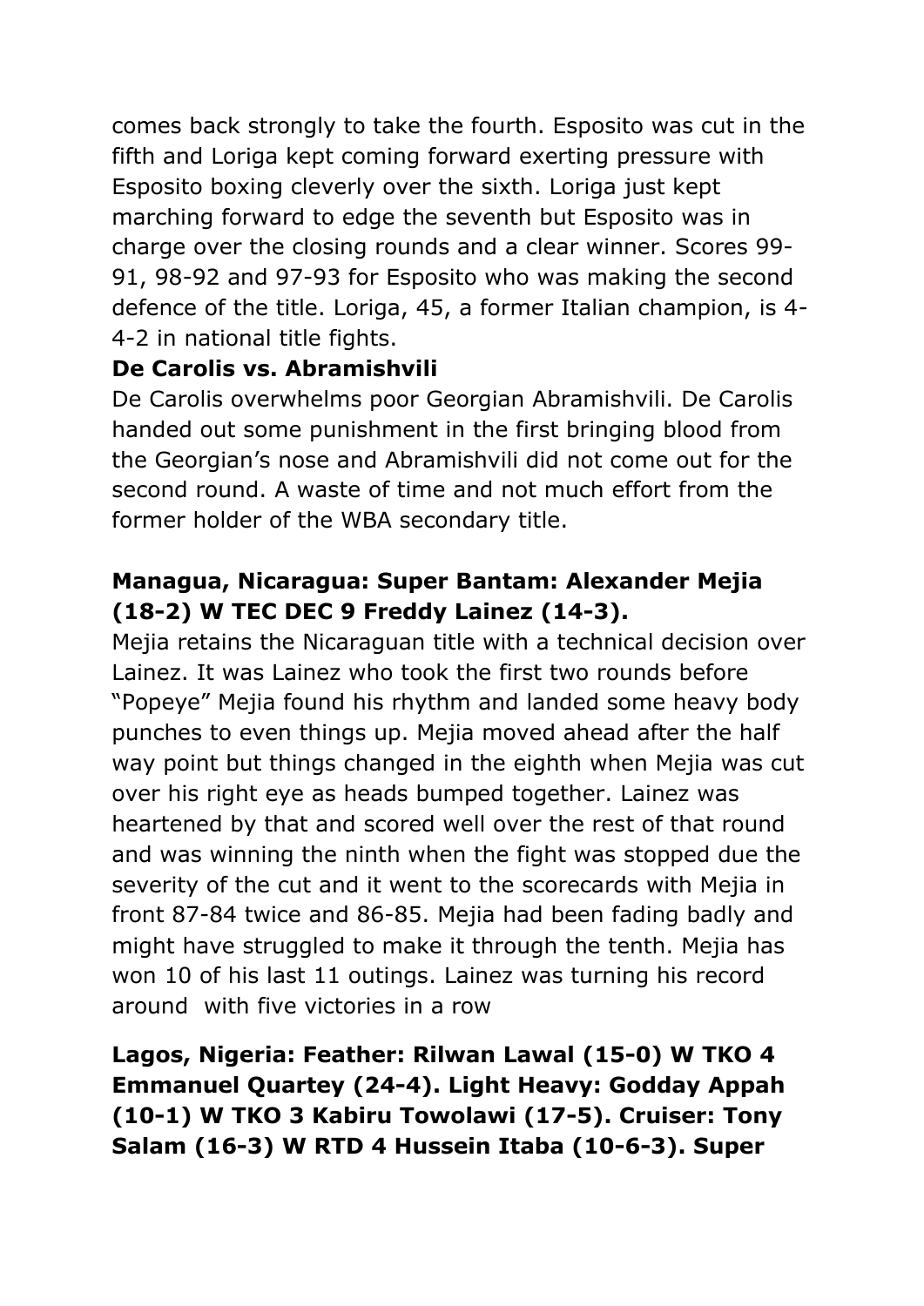comes back strongly to take the fourth. Esposito was cut in the fifth and Loriga kept coming forward exerting pressure with Esposito boxing cleverly over the sixth. Loriga just kept marching forward to edge the seventh but Esposito was in charge over the closing rounds and a clear winner. Scores 99-91, 98-92 and 97-93 for Esposito who was making the second defence of the title. Loriga, 45, a former Italian champion, is 4-4-2 in national title fights.

**De Carolis vs. Abramishvili**

De Carolis overwhelms poor Georgian Abramishvili. De Carolis handed out some punishment in the first bringing blood from the Georgian's nose and Abramishvili did not come out for the second round. A waste of time and not much effort from the former holder of the WBA secondary title.

**Managua, Nicaragua: Super Bantam: Alexander Mejia (18-2) W TEC DEC 9 Freddy Lainez (14-3).**

Mejia retains the Nicaraguan title with a technical decision over Lainez. It was Lainez who took the first two rounds before "Popeye" Mejia found his rhythm and landed some heavy body punches to even things up. Mejia moved ahead after the half way point but things changed in the eighth when Mejia was cut over his right eye as heads bumped together. Lainez was heartened by that and scored well over the rest of that round and was winning the ninth when the fight was stopped due the severity of the cut and it went to the scorecards with Mejia in front 87-84 twice and 86-85. Mejia had been fading badly and might have struggled to make it through the tenth. Mejia has won 10 of his last 11 outings. Lainez was turning his record around with five victories in a row

**Lagos, Nigeria: Feather: Rilwan Lawal (15-0) W TKO 4 Emmanuel Quartey (24-4). Light Heavy: Godday Appah (10-1) W TKO 3 Kabiru Towolawi (17-5). Cruiser: Tony Salam (16-3) W RTD 4 Hussein Itaba (10-6-3). Super**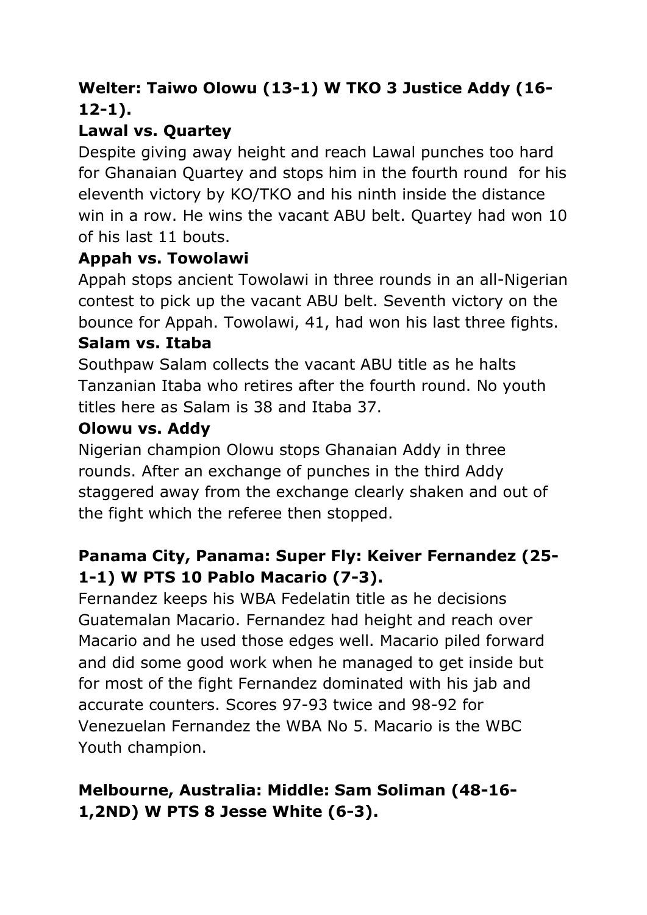**Welter: Taiwo Olowu (13-1) W TKO 3 Justice Addy (16-12-1).**

**Lawal vs. Quartey**

Despite giving away height and reach Lawal punches too hard for Ghanaian Quartey and stops him in the fourth round for his eleventh victory by KO/TKO and his ninth inside the distance win in a row. He wins the vacant ABU belt. Quartey had won 10 of his last 11 bouts.

**Appah vs. Towolawi**

Appah stops ancient Towolawi in three rounds in an all-Nigerian contest to pick up the vacant ABU belt. Seventh victory on the bounce for Appah. Towolawi, 41, had won his last three fights.

**Salam vs. Itaba**

Southpaw Salam collects the vacant ABU title as he halts Tanzanian Itaba who retires after the fourth round. No youth titles here as Salam is 38 and Itaba 37.

**Olowu vs. Addy**

Nigerian champion Olowu stops Ghanaian Addy in three rounds. After an exchange of punches in the third Addy staggered away from the exchange clearly shaken and out of the fight which the referee then stopped.

**Panama City, Panama: Super Fly: Keiver Fernandez (25-1-1) W PTS 10 Pablo Macario (7-3).**

Fernandez keeps his WBA Fedelatin title as he decisions Guatemalan Macario. Fernandez had height and reach over Macario and he used those edges well. Macario piled forward and did some good work when he managed to get inside but for most of the fight Fernandez dominated with his jab and accurate counters. Scores 97-93 twice and 98-92 for Venezuelan Fernandez the WBA No 5. Macario is the WBC Youth champion.

**Melbourne, Australia: Middle: Sam Soliman (48-16-1,2ND) W PTS 8 Jesse White (6-3).**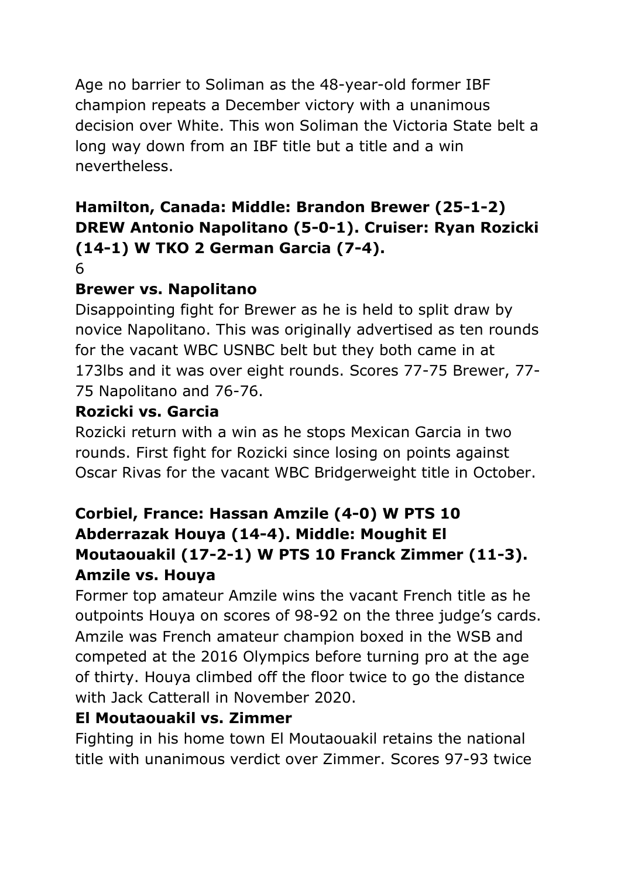Age no barrier to Soliman as the 48-year-old former IBF champion repeats a December victory with a unanimous decision over White. This won Soliman the Victoria State belt a long way down from an IBF title but a title and a win nevertheless.

**Hamilton, Canada: Middle: Brandon Brewer (25-1-2) DREW Antonio Napolitano (5-0-1). Cruiser: Ryan Rozicki (14-1) W TKO 2 German Garcia (7-4).**

6

**Brewer vs. Napolitano**

Disappointing fight for Brewer as he is held to split draw by novice Napolitano. This was originally advertised as ten rounds for the vacant WBC USNBC belt but they both came in at 173lbs and it was over eight rounds. Scores 77-75 Brewer, 77-75 Napolitano and 76-76.

**Rozicki vs. Garcia**

Rozicki return with a win as he stops Mexican Garcia in two rounds. First fight for Rozicki since losing on points against Oscar Rivas for the vacant WBC Bridgerweight title in October.

**Corbiel, France: Hassan Amzile (4-0) W PTS 10 Abderrazak Houya (14-4). Middle: Moughit El Moutaouakil (17-2-1) W PTS 10 Franck Zimmer (11-3).**

**Amzile vs. Houya**

Former top amateur Amzile wins the vacant French title as he outpoints Houya on scores of 98-92 on the three judge's cards. Amzile was French amateur champion boxed in the WSB and competed at the 2016 Olympics before turning pro at the age of thirty. Houya climbed off the floor twice to go the distance with Jack Catterall in November 2020.

**El Moutaouakil vs. Zimmer**

Fighting in his home town El Moutaouakil retains the national title with unanimous verdict over Zimmer. Scores 97-93 twice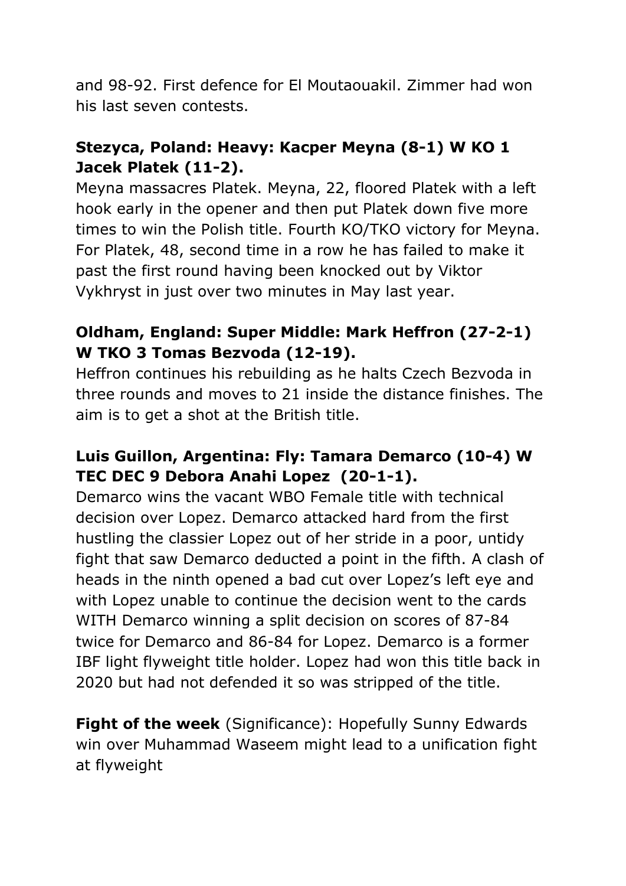and 98-92. First defence for El Moutaouakil. Zimmer had won his last seven contests.

**Stezyca, Poland: Heavy: Kacper Meyna (8-1) W KO 1 Jacek Platek (11-2).**

Meyna massacres Platek. Meyna, 22, floored Platek with a left hook early in the opener and then put Platek down five more times to win the Polish title. Fourth KO/TKO victory for Meyna. For Platek, 48, second time in a row he has failed to make it past the first round having been knocked out by Viktor Vykhryst in just over two minutes in May last year.

**Oldham, England: Super Middle: Mark Heffron (27-2-1) W TKO 3 Tomas Bezvoda (12-19).**

Heffron continues his rebuilding as he halts Czech Bezvoda in three rounds and moves to 21 inside the distance finishes. The aim is to get a shot at the British title.

**Luis Guillon, Argentina: Fly: Tamara Demarco (10-4) W TEC DEC 9 Debora Anahi Lopez (20-1-1).**

Demarco wins the vacant WBO Female title with technical decision over Lopez. Demarco attacked hard from the first hustling the classier Lopez out of her stride in a poor, untidy fight that saw Demarco deducted a point in the fifth. A clash of heads in the ninth opened a bad cut over Lopez's left eye and with Lopez unable to continue the decision went to the cards WITH Demarco winning a split decision on scores of 87-84 twice for Demarco and 86-84 for Lopez. Demarco is a former IBF light flyweight title holder. Lopez had won this title back in 2020 but had not defended it so was stripped of the title.

**Fight of the week** (Significance): Hopefully Sunny Edwards win over Muhammad Waseem might lead to a unification fight at flyweight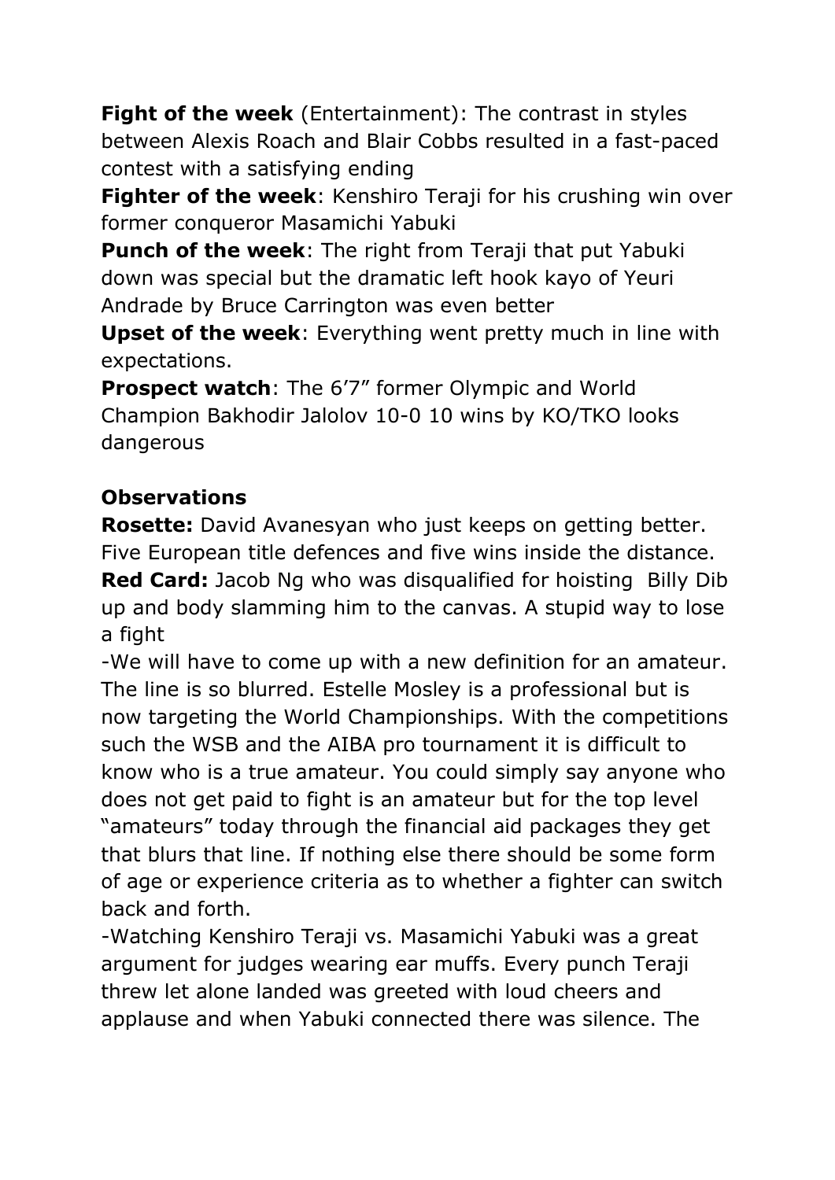**Fight of the week** (Entertainment): The contrast in styles between Alexis Roach and Blair Cobbs resulted in a fast-paced contest with a satisfying ending

**Fighter of the week**: Kenshiro Teraji for his crushing win over former conqueror Masamichi Yabuki

**Punch of the week**: The right from Teraji that put Yabuki down was special but the dramatic left hook kayo of Yeuri Andrade by Bruce Carrington was even better

**Upset of the week**: Everything went pretty much in line with expectations.

**Prospect watch**: The 6'7" former Olympic and World Champion Bakhodir Jalolov 10-0 10 wins by KO/TKO looks dangerous

**Observations**

**Rosette:** David Avanesyan who just keeps on getting better. Five European title defences and five wins inside the distance.

**Red Card:** Jacob Ng who was disqualified for hoisting Billy Dib up and body slamming him to the canvas. A stupid way to lose a fight

-We will have to come up with a new definition for an amateur. The line is so blurred. Estelle Mosley is a professional but is now targeting the World Championships. With the competitions such the WSB and the AIBA pro tournament it is difficult to know who is a true amateur. You could simply say anyone who does not get paid to fight is an amateur but for the top level "amateurs" today through the financial aid packages they get that blurs that line. If nothing else there should be some form of age or experience criteria as to whether a fighter can switch back and forth.

-Watching Kenshiro Teraji vs. Masamichi Yabuki was a great argument for judges wearing ear muffs. Every punch Teraji threw let alone landed was greeted with loud cheers and applause and when Yabuki connected there was silence. The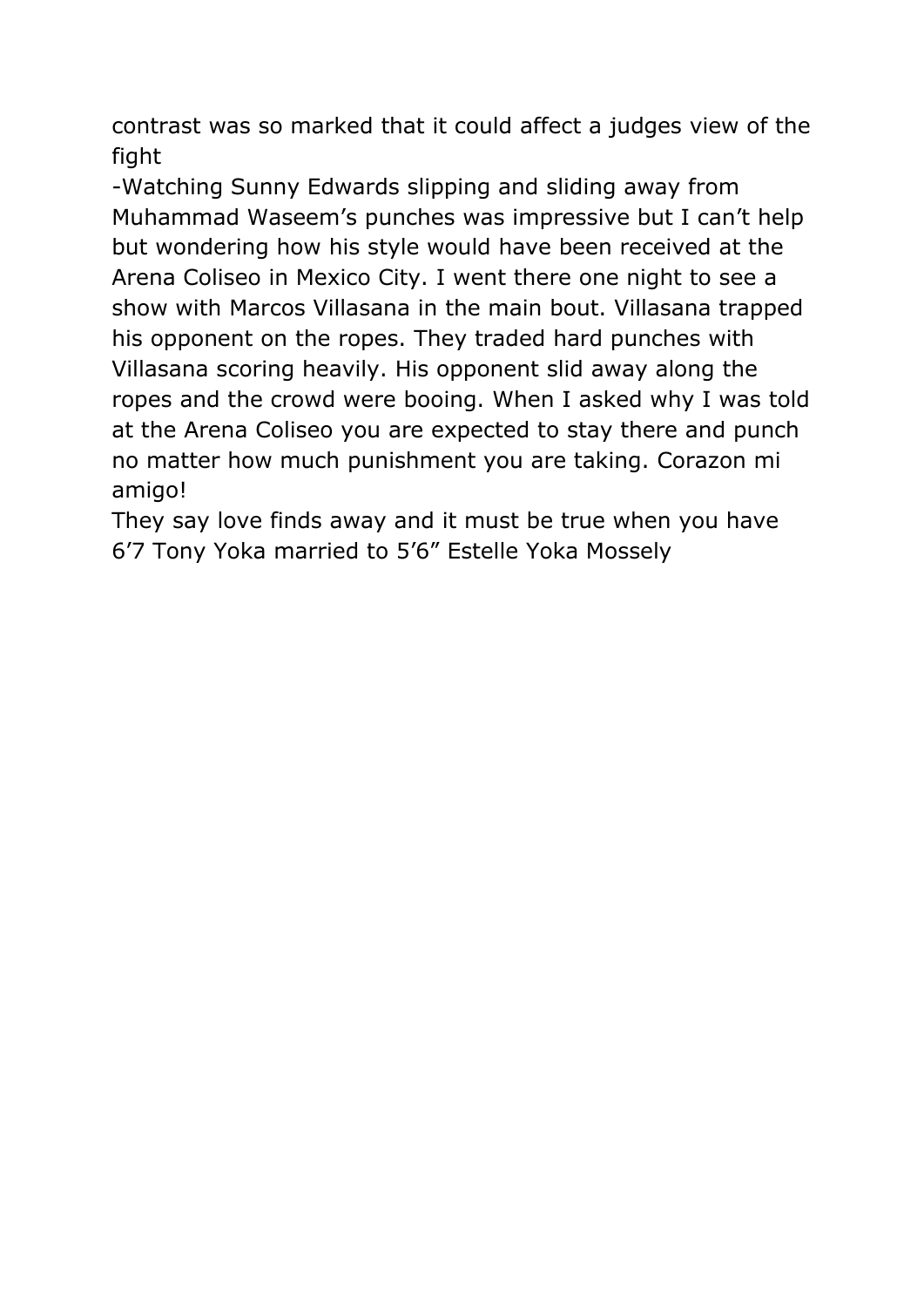contrast was so marked that it could affect a judges view of the fight

-Watching Sunny Edwards slipping and sliding away from Muhammad Waseem's punches was impressive but I can't help but wondering how his style would have been received at the Arena Coliseo in Mexico City. I went there one night to see a show with Marcos Villasana in the main bout. Villasana trapped his opponent on the ropes. They traded hard punches with Villasana scoring heavily. His opponent slid away along the ropes and the crowd were booing. When I asked why I was told at the Arena Coliseo you are expected to stay there and punch no matter how much punishment you are taking. Corazon mi amigo!

They say love finds away and it must be true when you have 6'7 Tony Yoka married to 5'6" Estelle Yoka Mossely